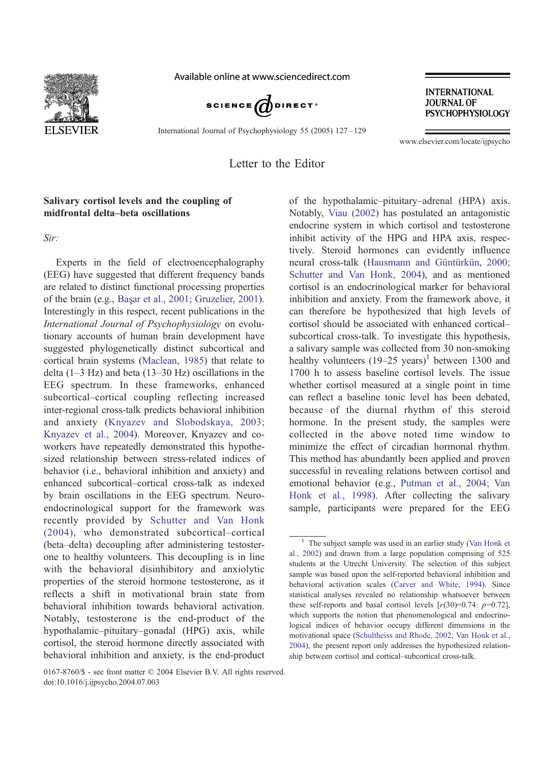Letter to the Editor

## Salivary cortisol levels and the coupling of midfrontal delta–beta oscillations

*Sir:*

Experts in the field of electroencephalography (EEG) have suggested that different frequency bands are related to distinct functional processing properties of the brain (e.g., Başar et al., 2001; Gruzelier, 2001). Interestingly in this respect, recent publications in the *International Journal of Psychophysiology* on evolutionary accounts of human brain development have suggested phylogenetically distinct subcortical and cortical brain systems (Maclean, 1985) that relate to delta (1–3 Hz) and beta (13–30 Hz) oscillations in the EEG spectrum. In these frameworks, enhanced subcortical–cortical coupling reflecting increased inter-regional cross-talk predicts behavioral inhibition and anxiety (Knyazev and Slobodskaya, 2003; Knyazev et al., 2004). Moreover, Knyazev and coworkers have repeatedly demonstrated this hypothesized relationship between stress-related indices of behavior (i.e., behavioral inhibition and anxiety) and enhanced subcortical–cortical cross-talk as indexed by brain oscillations in the EEG spectrum. Neuroendocrinological support for the framework was recently provided by Schutter and Van Honk (2004), who demonstrated subcortical–cortical (beta–delta) decoupling after administering testosterone to healthy volunteers. This decoupling is in line with the behavioral disinhibitory and anxiolytic properties of the steroid hormone testosterone, as it reflects a shift in motivational brain state from behavioral inhibition towards behavioral activation. Notably, testosterone is the end-product of the hypothalamic–pituitary–gonadal (HPG) axis, while cortisol, the steroid hormone directly associated with behavioral inhibition and anxiety, is the end-product of the hypothalamic–pituitary–adrenal (HPA) axis. Notably, Viau (2002) has postulated an antagonistic endocrine system in which cortisol and testosterone inhibit activity of the HPG and HPA axis, respectively. Steroid hormones can evidently influence neural cross-talk (Hausmann and Güntürkün, 2000; Schutter and Van Honk, 2004), and as mentioned cortisol is an endocrinological marker for behavioral inhibition and anxiety. From the framework above, it can therefore be hypothesized that high levels of cortisol should be associated with enhanced cortical–subcortical cross-talk. To investigate this hypothesis, a salivary sample was collected from 30 non-smoking healthy volunteers (19–25 years)[1] between 1300 and 1700 h to assess baseline cortisol levels. The issue whether cortisol measured at a single point in time can reflect a baseline tonic level has been debated, because of the diurnal rhythm of this steroid hormone. In the present study, the samples were collected in the above noted time window to minimize the effect of circadian hormonal rhythm. This method has abundantly been applied and proven successful in revealing relations between cortisol and emotional behavior (e.g., Putman et al., 2004; Van Honk et al., 1998). After collecting the salivary sample, participants were prepared for the EEG

[1] The subject sample was used in an earlier study (Van Honk et al., 2002) and drawn from a large population comprising of 525 students at the Utrecht University. The selection of this subject sample was based upon the self-reported behavioral inhibition and behavioral activation scales (Carver and White, 1994). Since statistical analyses revealed no relationship whatsoever between these self-reports and basal cortisol levels [$r(30)=0.74$: $p=0.72$], which supports the notion that phenomenological and endocrinological indices of behavior occupy different dimensions in the motivational space (Schultheiss and Rhode, 2002; Van Honk et al., 2004), the present report only addresses the hypothesized relationship between cortisol and cortical–subcortical cross-talk.

0167-8760/$ - see front matter © 2004 Elsevier B.V. All rights reserved.
doi:10.1016/j.ijpsycho.2004.07.003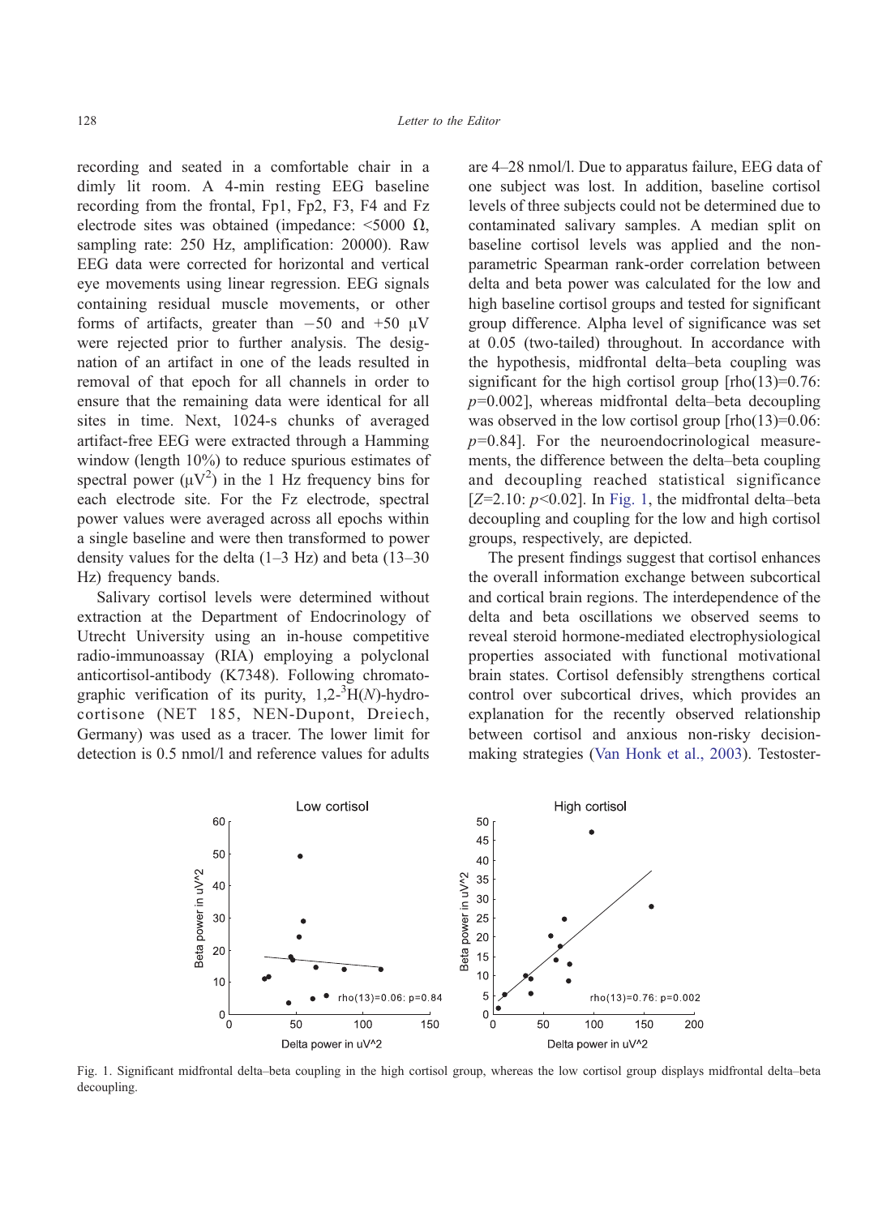recording and seated in a comfortable chair in a dimly lit room. A 4-min resting EEG baseline recording from the frontal, Fp1, Fp2, F3, F4 and Fz electrode sites was obtained (impedance: <5000 Ω, sampling rate: 250 Hz, amplification: 20000). Raw EEG data were corrected for horizontal and vertical eye movements using linear regression. EEG signals containing residual muscle movements, or other forms of artifacts, greater than −50 and +50 μV were rejected prior to further analysis. The designation of an artifact in one of the leads resulted in removal of that epoch for all channels in order to ensure that the remaining data were identical for all sites in time. Next, 1024-s chunks of averaged artifact-free EEG were extracted through a Hamming window (length 10%) to reduce spurious estimates of spectral power ($\mu V^2$) in the 1 Hz frequency bins for each electrode site. For the Fz electrode, spectral power values were averaged across all epochs within a single baseline and were then transformed to power density values for the delta (1–3 Hz) and beta (13–30 Hz) frequency bands.

Salivary cortisol levels were determined without extraction at the Department of Endocrinology of Utrecht University using an in-house competitive radio-immunoassay (RIA) employing a polyclonal anticortisol-antibody (K7348). Following chromatographic verification of its purity, 1,2-$^3$H(*N*)-hydrocortisone (NET 185, NEN-Dupont, Dreiech, Germany) was used as a tracer. The lower limit for detection is 0.5 nmol/l and reference values for adults are 4–28 nmol/l. Due to apparatus failure, EEG data of one subject was lost. In addition, baseline cortisol levels of three subjects could not be determined due to contaminated salivary samples. A median split on baseline cortisol levels was applied and the non-parametric Spearman rank-order correlation between delta and beta power was calculated for the low and high baseline cortisol groups and tested for significant group difference. Alpha level of significance was set at 0.05 (two-tailed) throughout. In accordance with the hypothesis, midfrontal delta–beta coupling was significant for the high cortisol group [rho(13)=0.76: $p$=0.002], whereas midfrontal delta–beta decoupling was observed in the low cortisol group [rho(13)=0.06: $p$=0.84]. For the neuroendocrinological measurements, the difference between the delta–beta coupling and decoupling reached statistical significance [$Z$=2.10: $p$<0.02]. In Fig. 1, the midfrontal delta–beta decoupling and coupling for the low and high cortisol groups, respectively, are depicted.

The present findings suggest that cortisol enhances the overall information exchange between subcortical and cortical brain regions. The interdependence of the delta and beta oscillations we observed seems to reveal steroid hormone-mediated electrophysiological properties associated with functional motivational brain states. Cortisol defensibly strengthens cortical control over subcortical drives, which provides an explanation for the recently observed relationship between cortisol and anxious non-risky decision-making strategies (Van Honk et al., 2003). Testoster-

Fig. 1. Significant midfrontal delta–beta coupling in the high cortisol group, whereas the low cortisol group displays midfrontal delta–beta decoupling.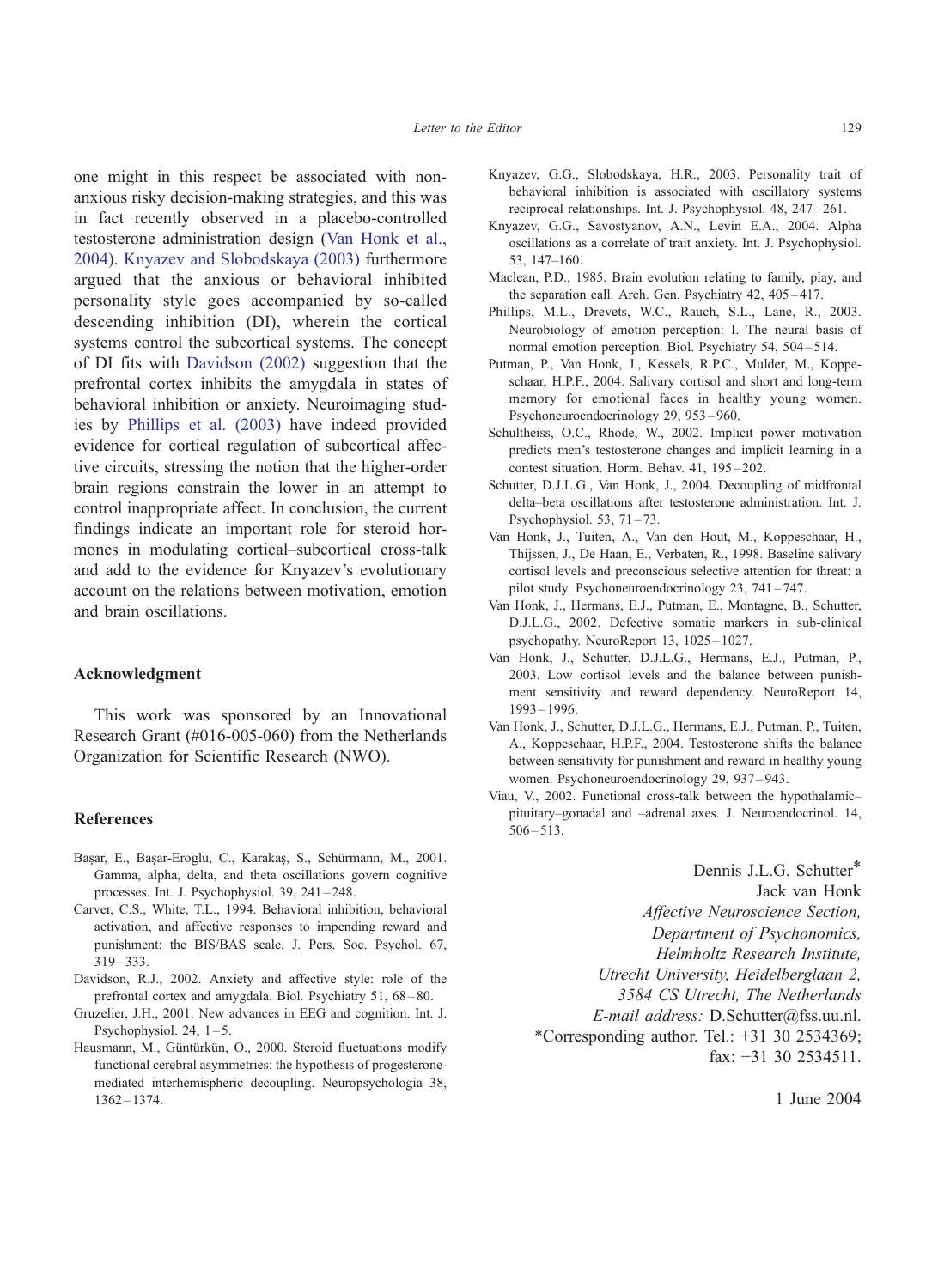one might in this respect be associated with non-anxious risky decision-making strategies, and this was in fact recently observed in a placebo-controlled testosterone administration design (Van Honk et al., 2004). Knyazev and Slobodskaya (2003) furthermore argued that the anxious or behavioral inhibited personality style goes accompanied by so-called descending inhibition (DI), wherein the cortical systems control the subcortical systems. The concept of DI fits with Davidson (2002) suggestion that the prefrontal cortex inhibits the amygdala in states of behavioral inhibition or anxiety. Neuroimaging studies by Phillips et al. (2003) have indeed provided evidence for cortical regulation of subcortical affective circuits, stressing the notion that the higher-order brain regions constrain the lower in an attempt to control inappropriate affect. In conclusion, the current findings indicate an important role for steroid hormones in modulating cortical–subcortical cross-talk and add to the evidence for Knyazev's evolutionary account on the relations between motivation, emotion and brain oscillations.

## Acknowledgment

This work was sponsored by an Innovational Research Grant (#016-005-060) from the Netherlands Organization for Scientific Research (NWO).

## References

Başar, E., Başar-Eroglu, C., Karakaş, S., Schürmann, M., 2001. Gamma, alpha, delta, and theta oscillations govern cognitive processes. Int. J. Psychophysiol. 39, 241–248.

Carver, C.S., White, T.L., 1994. Behavioral inhibition, behavioral activation, and affective responses to impending reward and punishment: the BIS/BAS scale. J. Pers. Soc. Psychol. 67, 319–333.

Davidson, R.J., 2002. Anxiety and affective style: role of the prefrontal cortex and amygdala. Biol. Psychiatry 51, 68–80.

Gruzelier, J.H., 2001. New advances in EEG and cognition. Int. J. Psychophysiol. 24, 1–5.

Hausmann, M., Güntürkün, O., 2000. Steroid fluctuations modify functional cerebral asymmetries: the hypothesis of progesterone-mediated interhemispheric decoupling. Neuropsychologia 38, 1362–1374.

Knyazev, G.G., Slobodskaya, H.R., 2003. Personality trait of behavioral inhibition is associated with oscillatory systems reciprocal relationships. Int. J. Psychophysiol. 48, 247–261.

Knyazev, G.G., Savostyanov, A.N., Levin E.A., 2004. Alpha oscillations as a correlate of trait anxiety. Int. J. Psychophysiol. 53, 147–160.

Maclean, P.D., 1985. Brain evolution relating to family, play, and the separation call. Arch. Gen. Psychiatry 42, 405–417.

Phillips, M.L., Drevets, W.C., Rauch, S.L., Lane, R., 2003. Neurobiology of emotion perception: I. The neural basis of normal emotion perception. Biol. Psychiatry 54, 504–514.

Putman, P., Van Honk, J., Kessels, R.P.C., Mulder, M., Koppeschaar, H.P.F., 2004. Salivary cortisol and short and long-term memory for emotional faces in healthy young women. Psychoneuroendocrinology 29, 953–960.

Schultheiss, O.C., Rhode, W., 2002. Implicit power motivation predicts men's testosterone changes and implicit learning in a contest situation. Horm. Behav. 41, 195–202.

Schutter, D.J.L.G., Van Honk, J., 2004. Decoupling of midfrontal delta–beta oscillations after testosterone administration. Int. J. Psychophysiol. 53, 71–73.

Van Honk, J., Tuiten, A., Van den Hout, M., Koppeschaar, H., Thijssen, J., De Haan, E., Verbaten, R., 1998. Baseline salivary cortisol levels and preconscious selective attention for threat: a pilot study. Psychoneuroendocrinology 23, 741–747.

Van Honk, J., Hermans, E.J., Putman, P., Montagne, B., Schutter, D.J.L.G., 2002. Defective somatic markers in sub-clinical psychopathy. NeuroReport 13, 1025–1027.

Van Honk, J., Schutter, D.J.L.G., Hermans, E.J., Putman, P., 2003. Low cortisol levels and the balance between punishment sensitivity and reward dependency. NeuroReport 14, 1993–1996.

Van Honk, J., Schutter, D.J.L.G., Hermans, E.J., Putman, P., Tuiten, A., Koppeschaar, H.P.F., 2004. Testosterone shifts the balance between sensitivity for punishment and reward in healthy young women. Psychoneuroendocrinology 29, 937–943.

Viau, V., 2002. Functional cross-talk between the hypothalamic–pituitary–gonadal and –adrenal axes. J. Neuroendocrinol. 14, 506–513.

Dennis J.L.G. Schutter*
Jack van Honk
*Affective Neuroscience Section,*
*Department of Psychonomics,*
*Helmholtz Research Institute,*
*Utrecht University, Heidelberglaan 2,*
*3584 CS Utrecht, The Netherlands*
*E-mail address:* D.Schutter@fss.uu.nl.
*Corresponding author. Tel.: +31 30 2534369;
fax: +31 30 2534511.

1 June 2004